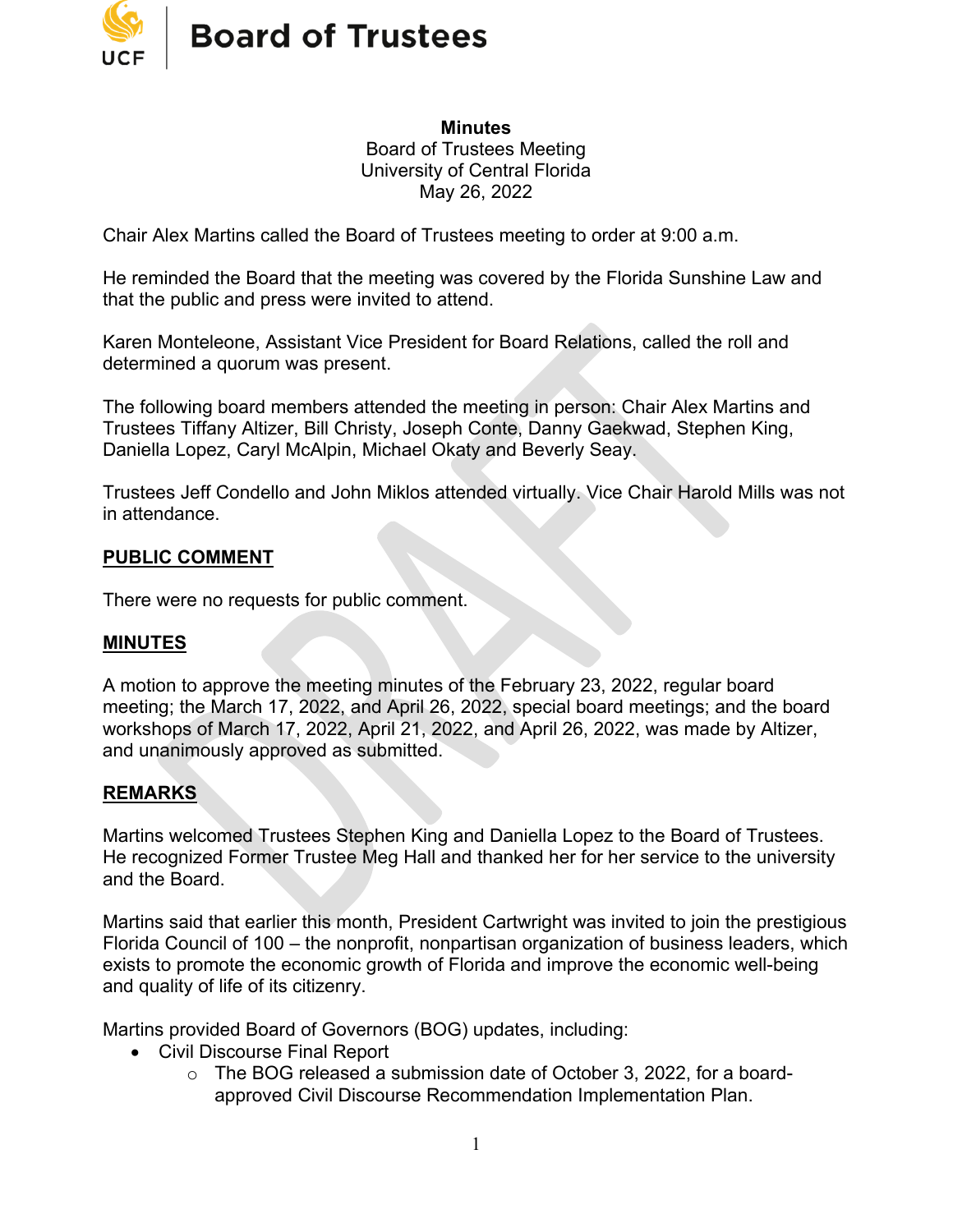# Board of Trustees

**Minutes**
Board of Trustees Meeting
University of Central Florida
May 26, 2022

Chair Alex Martins called the Board of Trustees meeting to order at 9:00 a.m.

He reminded the Board that the meeting was covered by the Florida Sunshine Law and that the public and press were invited to attend.

Karen Monteleone, Assistant Vice President for Board Relations, called the roll and determined a quorum was present.

The following board members attended the meeting in person: Chair Alex Martins and Trustees Tiffany Altizer, Bill Christy, Joseph Conte, Danny Gaekwad, Stephen King, Daniella Lopez, Caryl McAlpin, Michael Okaty and Beverly Seay.

Trustees Jeff Condello and John Miklos attended virtually. Vice Chair Harold Mills was not in attendance.

## PUBLIC COMMENT

There were no requests for public comment.

## MINUTES

A motion to approve the meeting minutes of the February 23, 2022, regular board meeting; the March 17, 2022, and April 26, 2022, special board meetings; and the board workshops of March 17, 2022, April 21, 2022, and April 26, 2022, was made by Altizer, and unanimously approved as submitted.

## REMARKS

Martins welcomed Trustees Stephen King and Daniella Lopez to the Board of Trustees. He recognized Former Trustee Meg Hall and thanked her for her service to the university and the Board.

Martins said that earlier this month, President Cartwright was invited to join the prestigious Florida Council of 100 – the nonprofit, nonpartisan organization of business leaders, which exists to promote the economic growth of Florida and improve the economic well-being and quality of life of its citizenry.

Martins provided Board of Governors (BOG) updates, including:

- Civil Discourse Final Report
  - The BOG released a submission date of October 3, 2022, for a board-approved Civil Discourse Recommendation Implementation Plan.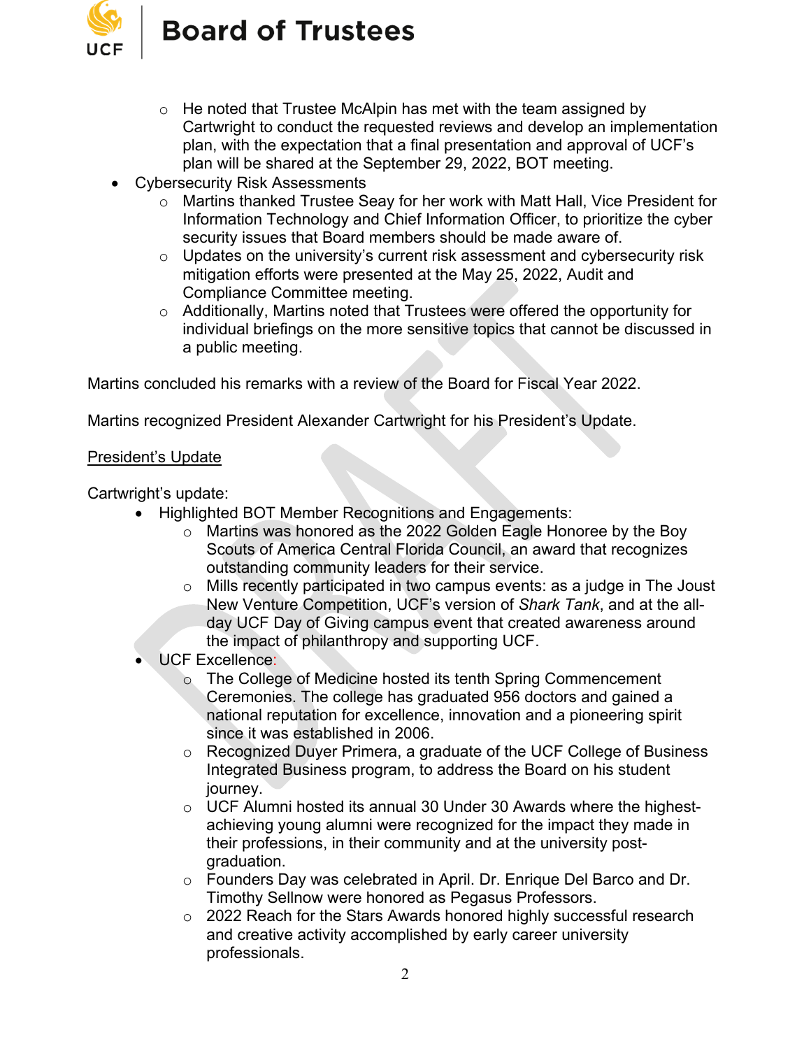- He noted that Trustee McAlpin has met with the team assigned by Cartwright to conduct the requested reviews and develop an implementation plan, with the expectation that a final presentation and approval of UCF's plan will be shared at the September 29, 2022, BOT meeting.
- Cybersecurity Risk Assessments
  - Martins thanked Trustee Seay for her work with Matt Hall, Vice President for Information Technology and Chief Information Officer, to prioritize the cyber security issues that Board members should be made aware of.
  - Updates on the university's current risk assessment and cybersecurity risk mitigation efforts were presented at the May 25, 2022, Audit and Compliance Committee meeting.
  - Additionally, Martins noted that Trustees were offered the opportunity for individual briefings on the more sensitive topics that cannot be discussed in a public meeting.

Martins concluded his remarks with a review of the Board for Fiscal Year 2022.

Martins recognized President Alexander Cartwright for his President's Update.

<u>President's Update</u>

Cartwright's update:

- Highlighted BOT Member Recognitions and Engagements:
  - Martins was honored as the 2022 Golden Eagle Honoree by the Boy Scouts of America Central Florida Council, an award that recognizes outstanding community leaders for their service.
  - Mills recently participated in two campus events: as a judge in The Joust New Venture Competition, UCF's version of *Shark Tank*, and at the all-day UCF Day of Giving campus event that created awareness around the impact of philanthropy and supporting UCF.
- UCF Excellence:
  - The College of Medicine hosted its tenth Spring Commencement Ceremonies. The college has graduated 956 doctors and gained a national reputation for excellence, innovation and a pioneering spirit since it was established in 2006.
  - Recognized Duyer Primera, a graduate of the UCF College of Business Integrated Business program, to address the Board on his student journey.
  - UCF Alumni hosted its annual 30 Under 30 Awards where the highest-achieving young alumni were recognized for the impact they made in their professions, in their community and at the university post-graduation.
  - Founders Day was celebrated in April. Dr. Enrique Del Barco and Dr. Timothy Sellnow were honored as Pegasus Professors.
  - 2022 Reach for the Stars Awards honored highly successful research and creative activity accomplished by early career university professionals.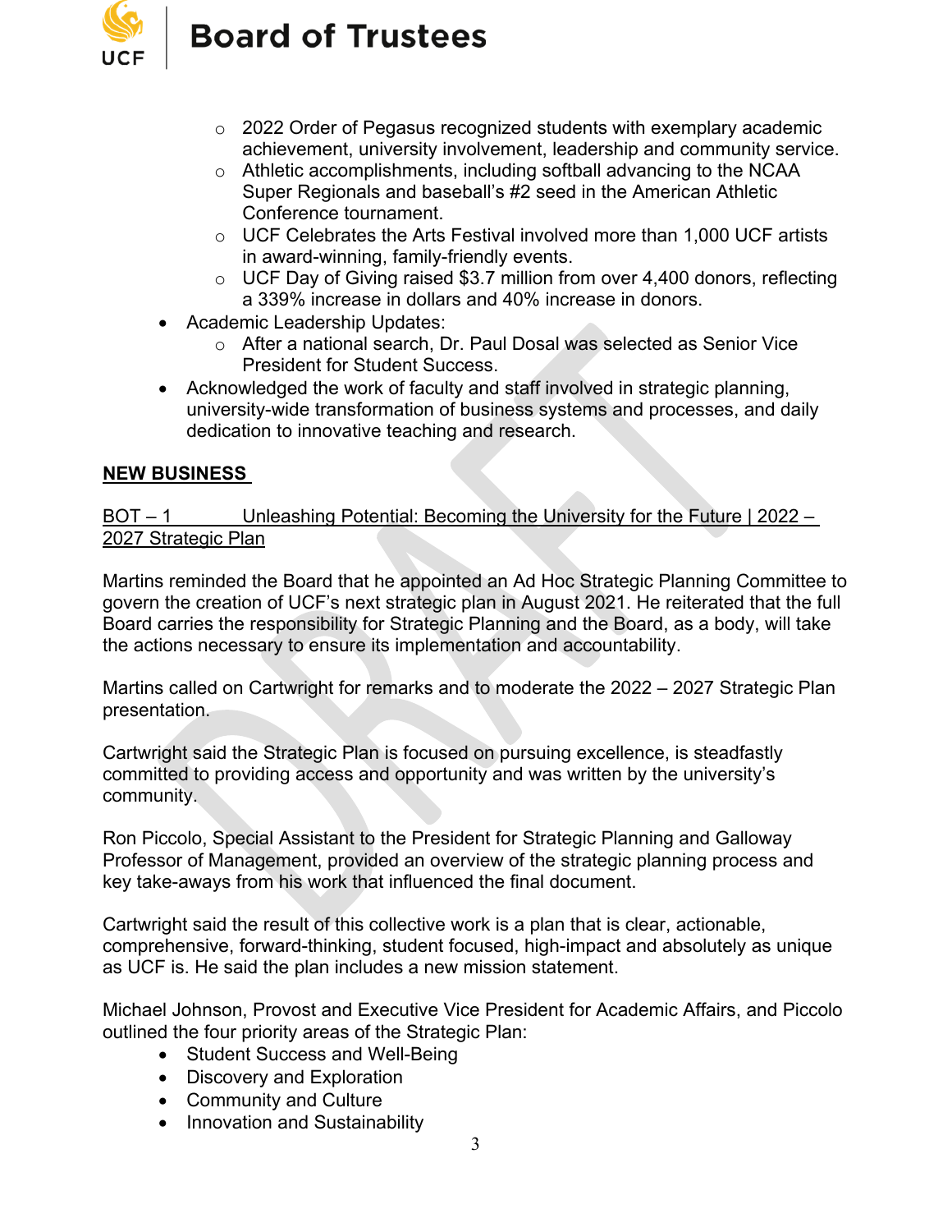- 2022 Order of Pegasus recognized students with exemplary academic achievement, university involvement, leadership and community service.
  - Athletic accomplishments, including softball advancing to the NCAA Super Regionals and baseball's #2 seed in the American Athletic Conference tournament.
  - UCF Celebrates the Arts Festival involved more than 1,000 UCF artists in award-winning, family-friendly events.
  - UCF Day of Giving raised $3.7 million from over 4,400 donors, reflecting a 339% increase in dollars and 40% increase in donors.
- Academic Leadership Updates:
  - After a national search, Dr. Paul Dosal was selected as Senior Vice President for Student Success.
- Acknowledged the work of faculty and staff involved in strategic planning, university-wide transformation of business systems and processes, and daily dedication to innovative teaching and research.

**<u>NEW BUSINESS</u>**

<u>BOT – 1 Unleashing Potential: Becoming the University for the Future | 2022 – 2027 Strategic Plan</u>

Martins reminded the Board that he appointed an Ad Hoc Strategic Planning Committee to govern the creation of UCF's next strategic plan in August 2021. He reiterated that the full Board carries the responsibility for Strategic Planning and the Board, as a body, will take the actions necessary to ensure its implementation and accountability.

Martins called on Cartwright for remarks and to moderate the 2022 – 2027 Strategic Plan presentation.

Cartwright said the Strategic Plan is focused on pursuing excellence, is steadfastly committed to providing access and opportunity and was written by the university's community.

Ron Piccolo, Special Assistant to the President for Strategic Planning and Galloway Professor of Management, provided an overview of the strategic planning process and key take-aways from his work that influenced the final document.

Cartwright said the result of this collective work is a plan that is clear, actionable, comprehensive, forward-thinking, student focused, high-impact and absolutely as unique as UCF is. He said the plan includes a new mission statement.

Michael Johnson, Provost and Executive Vice President for Academic Affairs, and Piccolo outlined the four priority areas of the Strategic Plan:

- Student Success and Well-Being
- Discovery and Exploration
- Community and Culture
- Innovation and Sustainability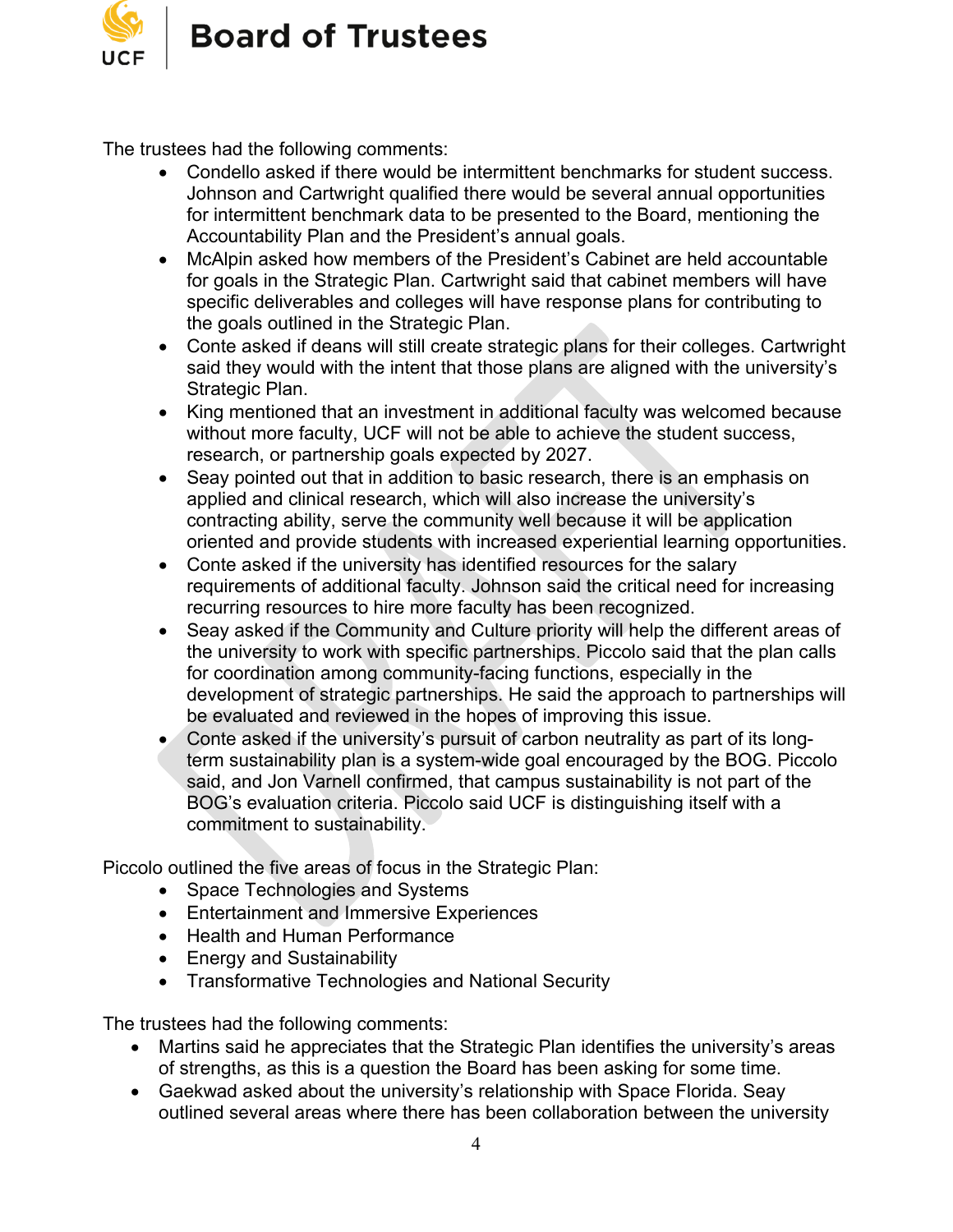The trustees had the following comments:

- Condello asked if there would be intermittent benchmarks for student success. Johnson and Cartwright qualified there would be several annual opportunities for intermittent benchmark data to be presented to the Board, mentioning the Accountability Plan and the President's annual goals.
- McAlpin asked how members of the President's Cabinet are held accountable for goals in the Strategic Plan. Cartwright said that cabinet members will have specific deliverables and colleges will have response plans for contributing to the goals outlined in the Strategic Plan.
- Conte asked if deans will still create strategic plans for their colleges. Cartwright said they would with the intent that those plans are aligned with the university's Strategic Plan.
- King mentioned that an investment in additional faculty was welcomed because without more faculty, UCF will not be able to achieve the student success, research, or partnership goals expected by 2027.
- Seay pointed out that in addition to basic research, there is an emphasis on applied and clinical research, which will also increase the university's contracting ability, serve the community well because it will be application oriented and provide students with increased experiential learning opportunities.
- Conte asked if the university has identified resources for the salary requirements of additional faculty. Johnson said the critical need for increasing recurring resources to hire more faculty has been recognized.
- Seay asked if the Community and Culture priority will help the different areas of the university to work with specific partnerships. Piccolo said that the plan calls for coordination among community-facing functions, especially in the development of strategic partnerships. He said the approach to partnerships will be evaluated and reviewed in the hopes of improving this issue.
- Conte asked if the university's pursuit of carbon neutrality as part of its long-term sustainability plan is a system-wide goal encouraged by the BOG. Piccolo said, and Jon Varnell confirmed, that campus sustainability is not part of the BOG's evaluation criteria. Piccolo said UCF is distinguishing itself with a commitment to sustainability.

Piccolo outlined the five areas of focus in the Strategic Plan:

- Space Technologies and Systems
- Entertainment and Immersive Experiences
- Health and Human Performance
- Energy and Sustainability
- Transformative Technologies and National Security

The trustees had the following comments:

- Martins said he appreciates that the Strategic Plan identifies the university's areas of strengths, as this is a question the Board has been asking for some time.
- Gaekwad asked about the university's relationship with Space Florida. Seay outlined several areas where there has been collaboration between the university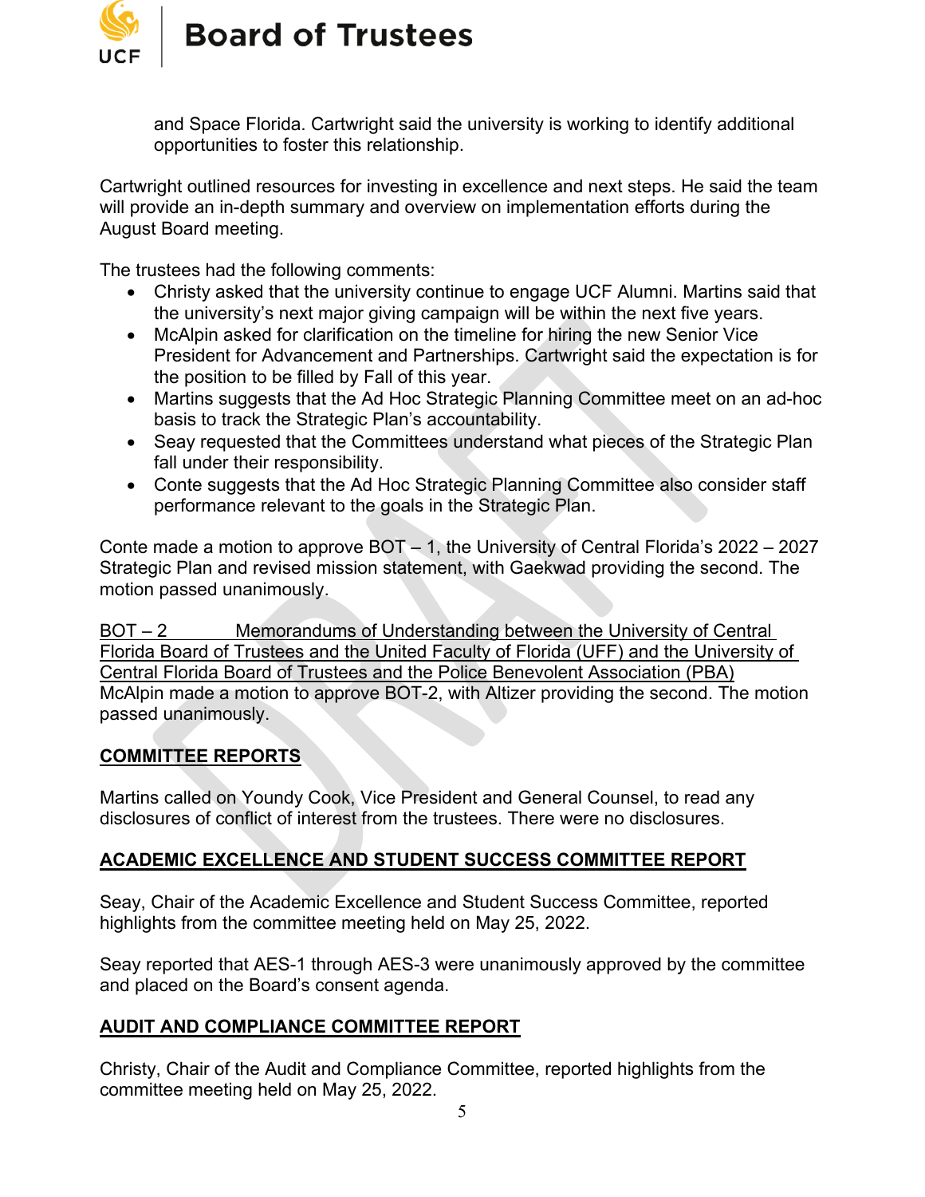and Space Florida. Cartwright said the university is working to identify additional opportunities to foster this relationship.

Cartwright outlined resources for investing in excellence and next steps. He said the team will provide an in-depth summary and overview on implementation efforts during the August Board meeting.

The trustees had the following comments:

- Christy asked that the university continue to engage UCF Alumni. Martins said that the university's next major giving campaign will be within the next five years.
- McAlpin asked for clarification on the timeline for hiring the new Senior Vice President for Advancement and Partnerships. Cartwright said the expectation is for the position to be filled by Fall of this year.
- Martins suggests that the Ad Hoc Strategic Planning Committee meet on an ad-hoc basis to track the Strategic Plan's accountability.
- Seay requested that the Committees understand what pieces of the Strategic Plan fall under their responsibility.
- Conte suggests that the Ad Hoc Strategic Planning Committee also consider staff performance relevant to the goals in the Strategic Plan.

Conte made a motion to approve BOT – 1, the University of Central Florida's 2022 – 2027 Strategic Plan and revised mission statement, with Gaekwad providing the second. The motion passed unanimously.

<u>BOT – 2 Memorandums of Understanding between the University of Central Florida Board of Trustees and the United Faculty of Florida (UFF) and the University of Central Florida Board of Trustees and the Police Benevolent Association (PBA)</u>
McAlpin made a motion to approve BOT-2, with Altizer providing the second. The motion passed unanimously.

## COMMITTEE REPORTS

Martins called on Youndy Cook, Vice President and General Counsel, to read any disclosures of conflict of interest from the trustees. There were no disclosures.

## ACADEMIC EXCELLENCE AND STUDENT SUCCESS COMMITTEE REPORT

Seay, Chair of the Academic Excellence and Student Success Committee, reported highlights from the committee meeting held on May 25, 2022.

Seay reported that AES-1 through AES-3 were unanimously approved by the committee and placed on the Board's consent agenda.

## AUDIT AND COMPLIANCE COMMITTEE REPORT

Christy, Chair of the Audit and Compliance Committee, reported highlights from the committee meeting held on May 25, 2022.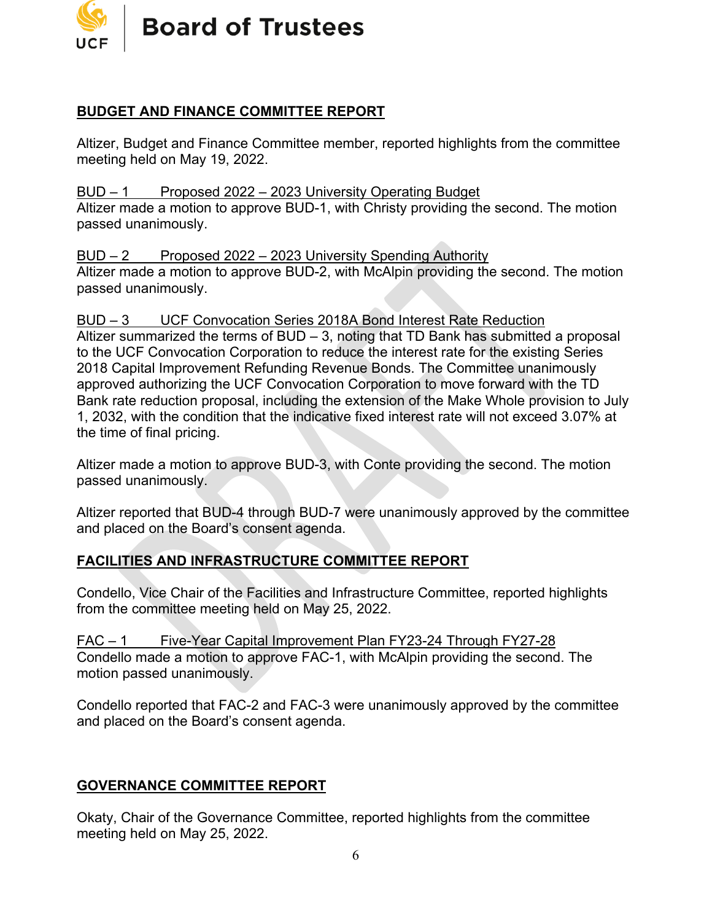## BUDGET AND FINANCE COMMITTEE REPORT

Altizer, Budget and Finance Committee member, reported highlights from the committee meeting held on May 19, 2022.

BUD – 1 Proposed 2022 – 2023 University Operating Budget
Altizer made a motion to approve BUD-1, with Christy providing the second. The motion passed unanimously.

BUD – 2 Proposed 2022 – 2023 University Spending Authority
Altizer made a motion to approve BUD-2, with McAlpin providing the second. The motion passed unanimously.

BUD – 3 UCF Convocation Series 2018A Bond Interest Rate Reduction
Altizer summarized the terms of BUD – 3, noting that TD Bank has submitted a proposal to the UCF Convocation Corporation to reduce the interest rate for the existing Series 2018 Capital Improvement Refunding Revenue Bonds. The Committee unanimously approved authorizing the UCF Convocation Corporation to move forward with the TD Bank rate reduction proposal, including the extension of the Make Whole provision to July 1, 2032, with the condition that the indicative fixed interest rate will not exceed 3.07% at the time of final pricing.

Altizer made a motion to approve BUD-3, with Conte providing the second. The motion passed unanimously.

Altizer reported that BUD-4 through BUD-7 were unanimously approved by the committee and placed on the Board's consent agenda.

## FACILITIES AND INFRASTRUCTURE COMMITTEE REPORT

Condello, Vice Chair of the Facilities and Infrastructure Committee, reported highlights from the committee meeting held on May 25, 2022.

FAC – 1 Five-Year Capital Improvement Plan FY23-24 Through FY27-28
Condello made a motion to approve FAC-1, with McAlpin providing the second. The motion passed unanimously.

Condello reported that FAC-2 and FAC-3 were unanimously approved by the committee and placed on the Board's consent agenda.

## GOVERNANCE COMMITTEE REPORT

Okaty, Chair of the Governance Committee, reported highlights from the committee meeting held on May 25, 2022.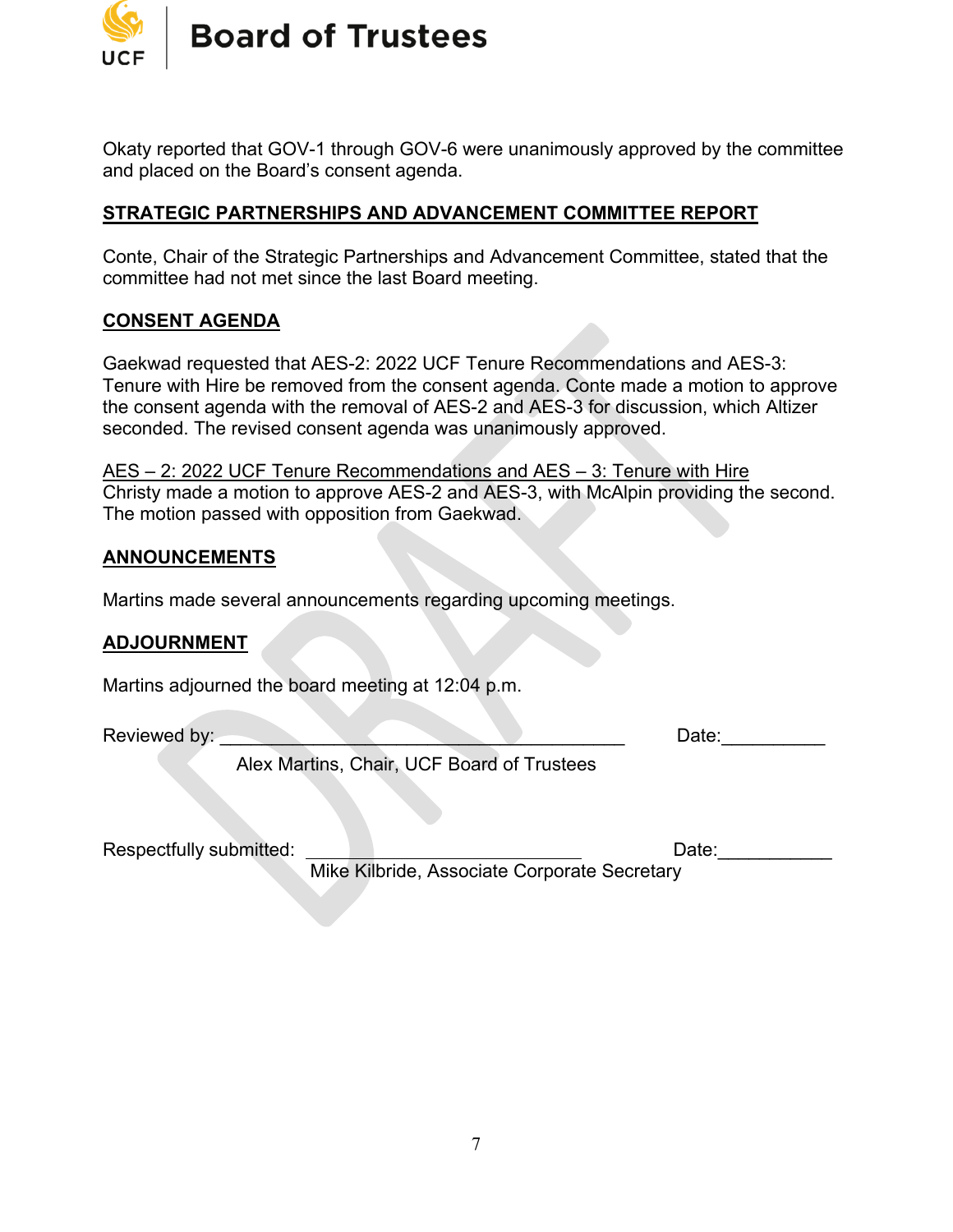Okaty reported that GOV-1 through GOV-6 were unanimously approved by the committee and placed on the Board's consent agenda.

## STRATEGIC PARTNERSHIPS AND ADVANCEMENT COMMITTEE REPORT

Conte, Chair of the Strategic Partnerships and Advancement Committee, stated that the committee had not met since the last Board meeting.

## CONSENT AGENDA

Gaekwad requested that AES-2: 2022 UCF Tenure Recommendations and AES-3: Tenure with Hire be removed from the consent agenda. Conte made a motion to approve the consent agenda with the removal of AES-2 and AES-3 for discussion, which Altizer seconded. The revised consent agenda was unanimously approved.

AES – 2: 2022 UCF Tenure Recommendations and AES – 3: Tenure with Hire
Christy made a motion to approve AES-2 and AES-3, with McAlpin providing the second. The motion passed with opposition from Gaekwad.

## ANNOUNCEMENTS

Martins made several announcements regarding upcoming meetings.

## ADJOURNMENT

Martins adjourned the board meeting at 12:04 p.m.

Reviewed by: ________________________________________ Date:__________
Alex Martins, Chair, UCF Board of Trustees

Respectfully submitted: ___________________________ Date:___________
Mike Kilbride, Associate Corporate Secretary